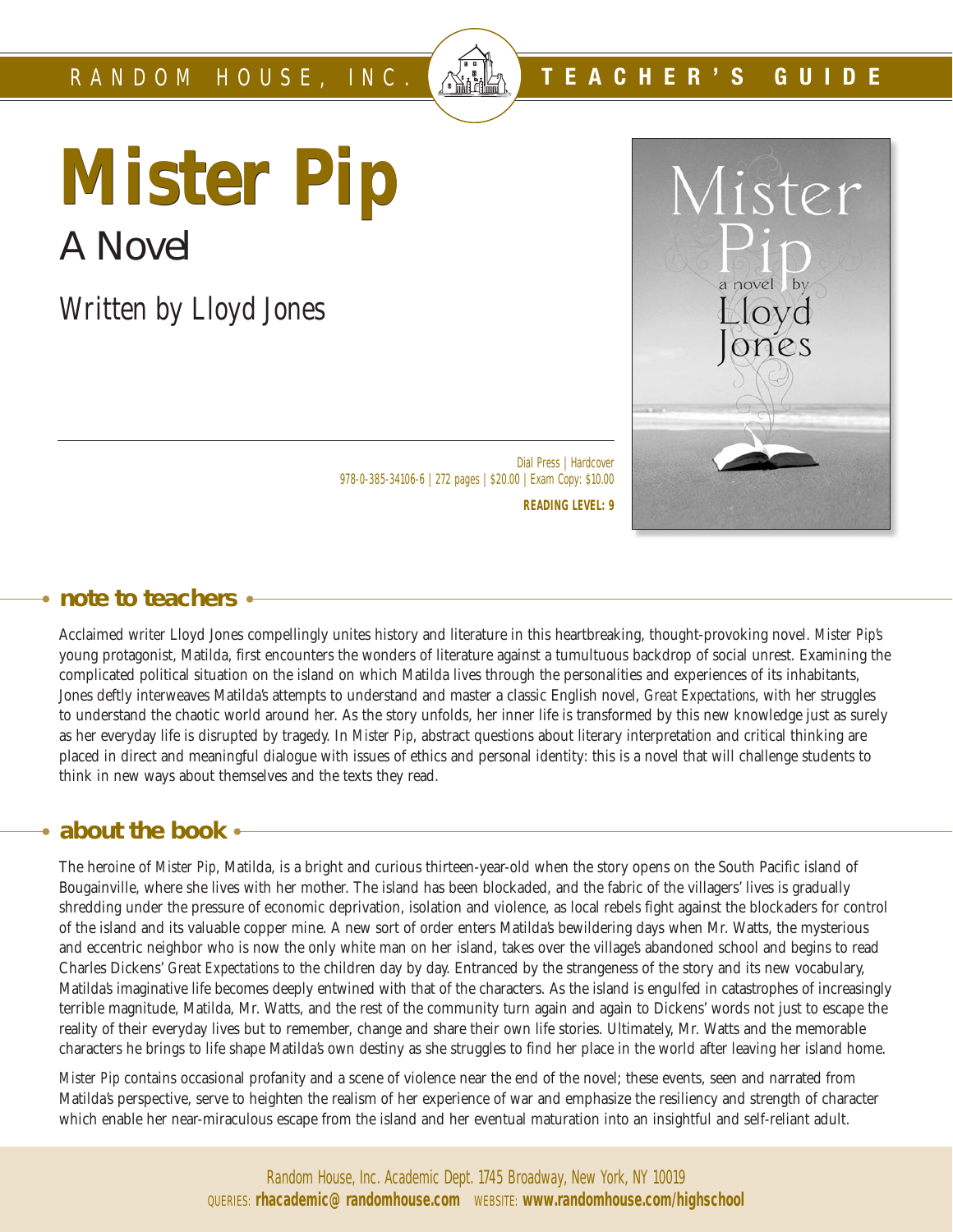RANDOM HOUSE, INC. **TEACHER'S GUIDE**

# Mister Pip

## A Novel

Written by Lloyd Jones

Dial Press | Hardcover
978-0-385-34106-6 | 272 pages | $20.00 | Exam Copy: $10.00

**READING LEVEL: 9**

## note to teachers

Acclaimed writer Lloyd Jones compellingly unites history and literature in this heartbreaking, thought-provoking novel. *Mister Pip*'s young protagonist, Matilda, first encounters the wonders of literature against a tumultuous backdrop of social unrest. Examining the complicated political situation on the island on which Matilda lives through the personalities and experiences of its inhabitants, Jones deftly interweaves Matilda's attempts to understand and master a classic English novel, *Great Expectations*, with her struggles to understand the chaotic world around her. As the story unfolds, her inner life is transformed by this new knowledge just as surely as her everyday life is disrupted by tragedy. In *Mister Pip*, abstract questions about literary interpretation and critical thinking are placed in direct and meaningful dialogue with issues of ethics and personal identity: this is a novel that will challenge students to think in new ways about themselves and the texts they read.

## about the book

The heroine of *Mister Pip*, Matilda, is a bright and curious thirteen-year-old when the story opens on the South Pacific island of Bougainville, where she lives with her mother. The island has been blockaded, and the fabric of the villagers' lives is gradually shredding under the pressure of economic deprivation, isolation and violence, as local rebels fight against the blockaders for control of the island and its valuable copper mine. A new sort of order enters Matilda's bewildering days when Mr. Watts, the mysterious and eccentric neighbor who is now the only white man on her island, takes over the village's abandoned school and begins to read Charles Dickens' *Great Expectations* to the children day by day. Entranced by the strangeness of the story and its new vocabulary, Matilda's imaginative life becomes deeply entwined with that of the characters. As the island is engulfed in catastrophes of increasingly terrible magnitude, Matilda, Mr. Watts, and the rest of the community turn again and again to Dickens' words not just to escape the reality of their everyday lives but to remember, change and share their own life stories. Ultimately, Mr. Watts and the memorable characters he brings to life shape Matilda's own destiny as she struggles to find her place in the world after leaving her island home.

*Mister Pip* contains occasional profanity and a scene of violence near the end of the novel; these events, seen and narrated from Matilda's perspective, serve to heighten the realism of her experience of war and emphasize the resiliency and strength of character which enable her near-miraculous escape from the island and her eventual maturation into an insightful and self-reliant adult.

Random House, Inc. Academic Dept. 1745 Broadway, New York, NY 10019
QUERIES: **rhacademic@randomhouse.com** WEBSITE: **www.randomhouse.com/highschool**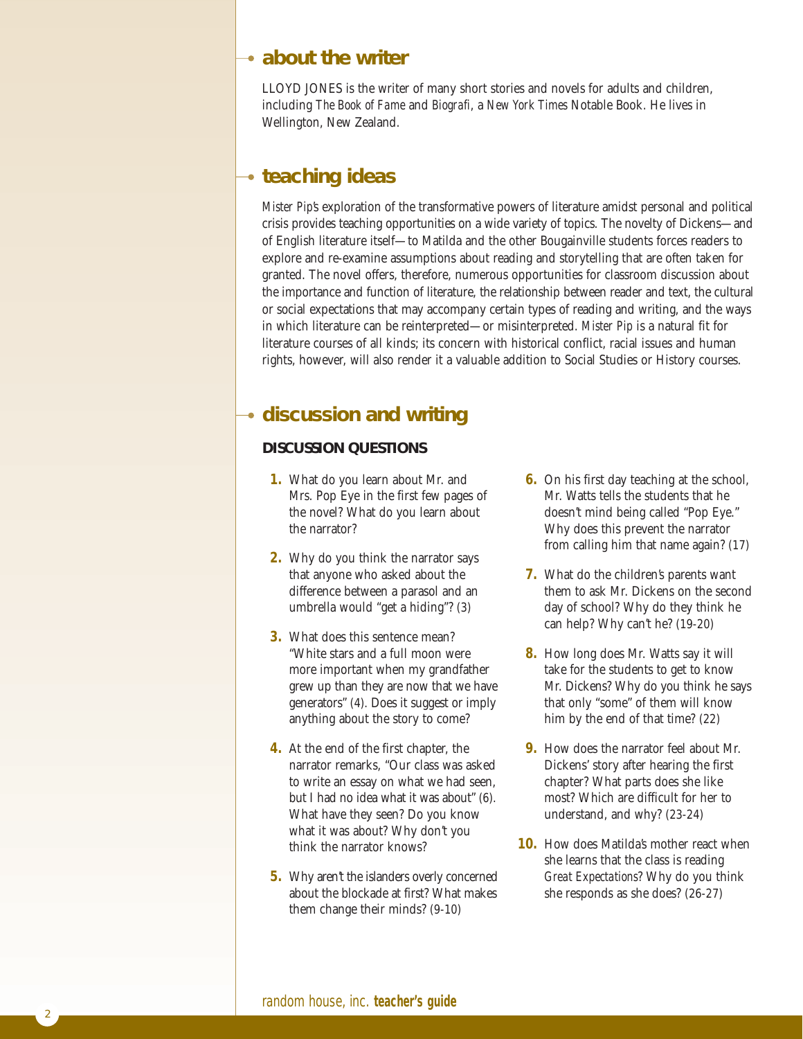## about the writer

LLOYD JONES is the writer of many short stories and novels for adults and children, including *The Book of Fame* and *Biografi*, a *New York Times* Notable Book. He lives in Wellington, New Zealand.

## teaching ideas

*Mister Pip*'s exploration of the transformative powers of literature amidst personal and political crisis provides teaching opportunities on a wide variety of topics. The novelty of Dickens—and of English literature itself—to Matilda and the other Bougainville students forces readers to explore and re-examine assumptions about reading and storytelling that are often taken for granted. The novel offers, therefore, numerous opportunities for classroom discussion about the importance and function of literature, the relationship between reader and text, the cultural or social expectations that may accompany certain types of reading and writing, and the ways in which literature can be reinterpreted—or misinterpreted. *Mister Pip* is a natural fit for literature courses of all kinds; its concern with historical conflict, racial issues and human rights, however, will also render it a valuable addition to Social Studies or History courses.

## discussion and writing

### DISCUSSION QUESTIONS

1. What do you learn about Mr. and Mrs. Pop Eye in the first few pages of the novel? What do you learn about the narrator?
2. Why do you think the narrator says that anyone who asked about the difference between a parasol and an umbrella would "get a hiding"? (3)
3. What does this sentence mean? "White stars and a full moon were more important when my grandfather grew up than they are now that we have generators" (4). Does it suggest or imply anything about the story to come?
4. At the end of the first chapter, the narrator remarks, "Our class was asked to write an essay on what we had seen, but I had no idea what it was about" (6). What have they seen? Do you know what it was about? Why don't you think the narrator knows?
5. Why aren't the islanders overly concerned about the blockade at first? What makes them change their minds? (9-10)
6. On his first day teaching at the school, Mr. Watts tells the students that he doesn't mind being called "Pop Eye." Why does this prevent the narrator from calling him that name again? (17)
7. What do the children's parents want them to ask Mr. Dickens on the second day of school? Why do they think he can help? Why can't he? (19-20)
8. How long does Mr. Watts say it will take for the students to get to know Mr. Dickens? Why do you think he says that only "some" of them will know him by the end of that time? (22)
9. How does the narrator feel about Mr. Dickens' story after hearing the first chapter? What parts does she like most? Which are difficult for her to understand, and why? (23-24)
10. How does Matilda's mother react when she learns that the class is reading *Great Expectations*? Why do you think she responds as she does? (26-27)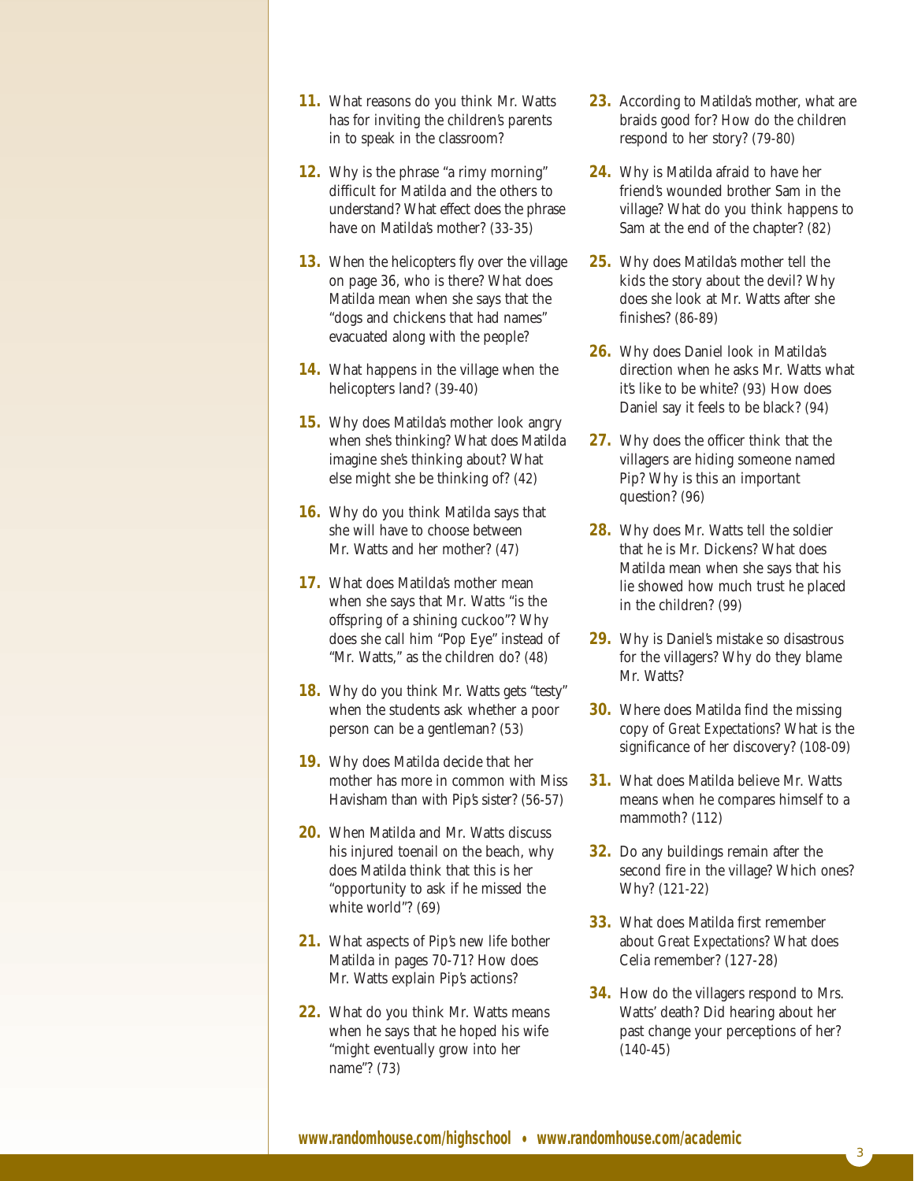**11.** What reasons do you think Mr. Watts has for inviting the children's parents in to speak in the classroom?

**12.** Why is the phrase "a rimy morning" difficult for Matilda and the others to understand? What effect does the phrase have on Matilda's mother? (33-35)

**13.** When the helicopters fly over the village on page 36, who is there? What does Matilda mean when she says that the "dogs and chickens that had names" evacuated along with the people?

**14.** What happens in the village when the helicopters land? (39-40)

**15.** Why does Matilda's mother look angry when she's thinking? What does Matilda imagine she's thinking about? What else might she be thinking of? (42)

**16.** Why do you think Matilda says that she will have to choose between Mr. Watts and her mother? (47)

**17.** What does Matilda's mother mean when she says that Mr. Watts "is the offspring of a shining cuckoo"? Why does she call him "Pop Eye" instead of "Mr. Watts," as the children do? (48)

**18.** Why do you think Mr. Watts gets "testy" when the students ask whether a poor person can be a gentleman? (53)

**19.** Why does Matilda decide that her mother has more in common with Miss Havisham than with Pip's sister? (56-57)

**20.** When Matilda and Mr. Watts discuss his injured toenail on the beach, why does Matilda think that this is her "opportunity to ask if he missed the white world"? (69)

**21.** What aspects of Pip's new life bother Matilda in pages 70-71? How does Mr. Watts explain Pip's actions?

**22.** What do you think Mr. Watts means when he says that he hoped his wife "might eventually grow into her name"? (73)

**23.** According to Matilda's mother, what are braids good for? How do the children respond to her story? (79-80)

**24.** Why is Matilda afraid to have her friend's wounded brother Sam in the village? What do you think happens to Sam at the end of the chapter? (82)

**25.** Why does Matilda's mother tell the kids the story about the devil? Why does she look at Mr. Watts after she finishes? (86-89)

**26.** Why does Daniel look in Matilda's direction when he asks Mr. Watts what it's like to be white? (93) How does Daniel say it feels to be black? (94)

**27.** Why does the officer think that the villagers are hiding someone named Pip? Why is this an important question? (96)

**28.** Why does Mr. Watts tell the soldier that he is Mr. Dickens? What does Matilda mean when she says that his lie showed how much trust he placed in the children? (99)

**29.** Why is Daniel's mistake so disastrous for the villagers? Why do they blame Mr. Watts?

**30.** Where does Matilda find the missing copy of *Great Expectations*? What is the significance of her discovery? (108-09)

**31.** What does Matilda believe Mr. Watts means when he compares himself to a mammoth? (112)

**32.** Do any buildings remain after the second fire in the village? Which ones? Why? (121-22)

**33.** What does Matilda first remember about *Great Expectations*? What does Celia remember? (127-28)

**34.** How do the villagers respond to Mrs. Watts' death? Did hearing about her past change your perceptions of her? (140-45)

www.randomhouse.com/highschool • www.randomhouse.com/academic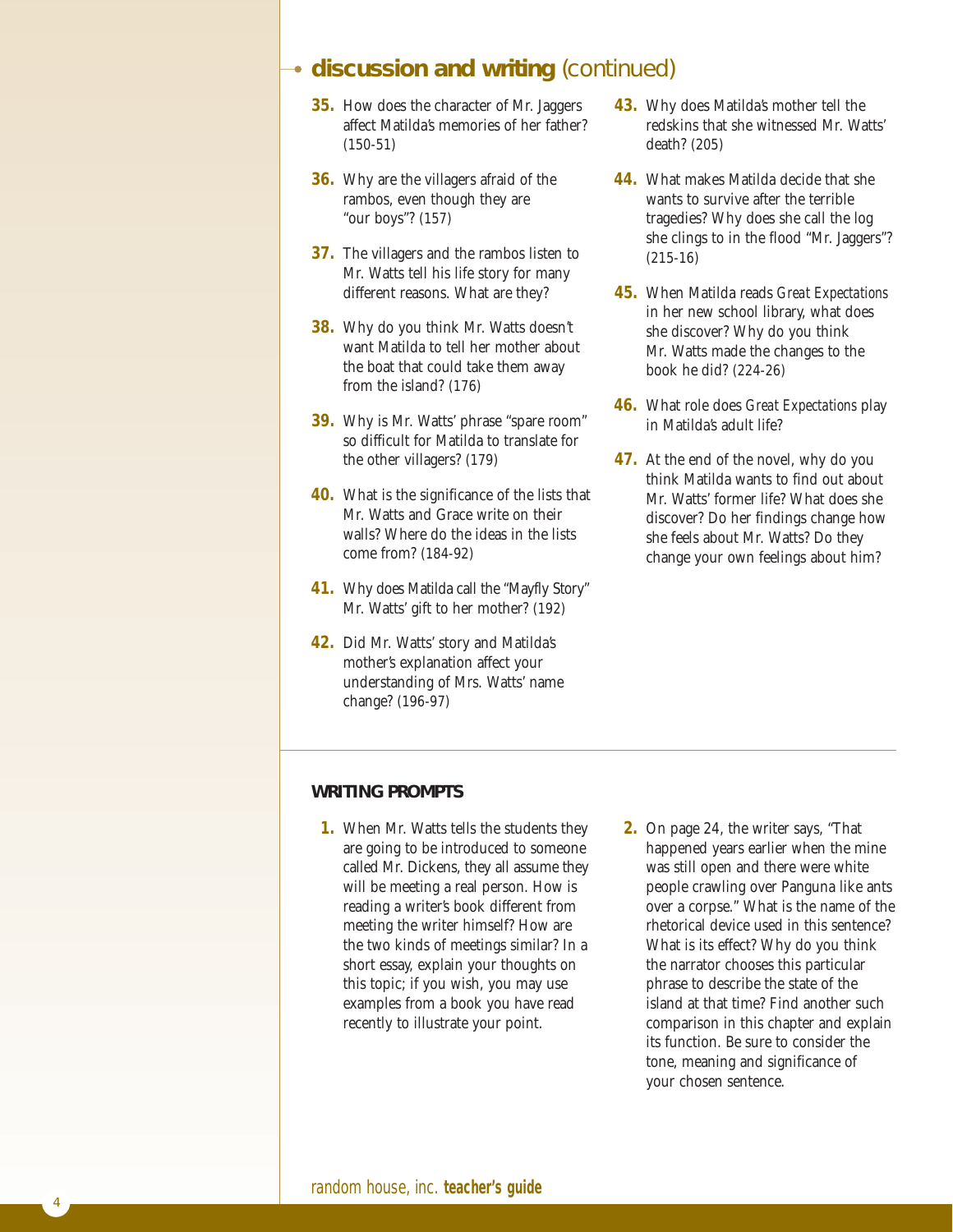## discussion and writing (continued)

35. How does the character of Mr. Jaggers affect Matilda's memories of her father? (150-51)

36. Why are the villagers afraid of the rambos, even though they are "our boys"? (157)

37. The villagers and the rambos listen to Mr. Watts tell his life story for many different reasons. What are they?

38. Why do you think Mr. Watts doesn't want Matilda to tell her mother about the boat that could take them away from the island? (176)

39. Why is Mr. Watts' phrase "spare room" so difficult for Matilda to translate for the other villagers? (179)

40. What is the significance of the lists that Mr. Watts and Grace write on their walls? Where do the ideas in the lists come from? (184-92)

41. Why does Matilda call the "Mayfly Story" Mr. Watts' gift to her mother? (192)

42. Did Mr. Watts' story and Matilda's mother's explanation affect your understanding of Mrs. Watts' name change? (196-97)

43. Why does Matilda's mother tell the redskins that she witnessed Mr. Watts' death? (205)

44. What makes Matilda decide that she wants to survive after the terrible tragedies? Why does she call the log she clings to in the flood "Mr. Jaggers"? (215-16)

45. When Matilda reads *Great Expectations* in her new school library, what does she discover? Why do you think Mr. Watts made the changes to the book he did? (224-26)

46. What role does *Great Expectations* play in Matilda's adult life?

47. At the end of the novel, why do you think Matilda wants to find out about Mr. Watts' former life? What does she discover? Do her findings change how she feels about Mr. Watts? Do they change your own feelings about him?

### WRITING PROMPTS

1. When Mr. Watts tells the students they are going to be introduced to someone called Mr. Dickens, they all assume they will be meeting a real person. How is reading a writer's book different from meeting the writer himself? How are the two kinds of meetings similar? In a short essay, explain your thoughts on this topic; if you wish, you may use examples from a book you have read recently to illustrate your point.

2. On page 24, the writer says, "That happened years earlier when the mine was still open and there were white people crawling over Panguna like ants over a corpse." What is the name of the rhetorical device used in this sentence? What is its effect? Why do you think the narrator chooses this particular phrase to describe the state of the island at that time? Find another such comparison in this chapter and explain its function. Be sure to consider the tone, meaning and significance of your chosen sentence.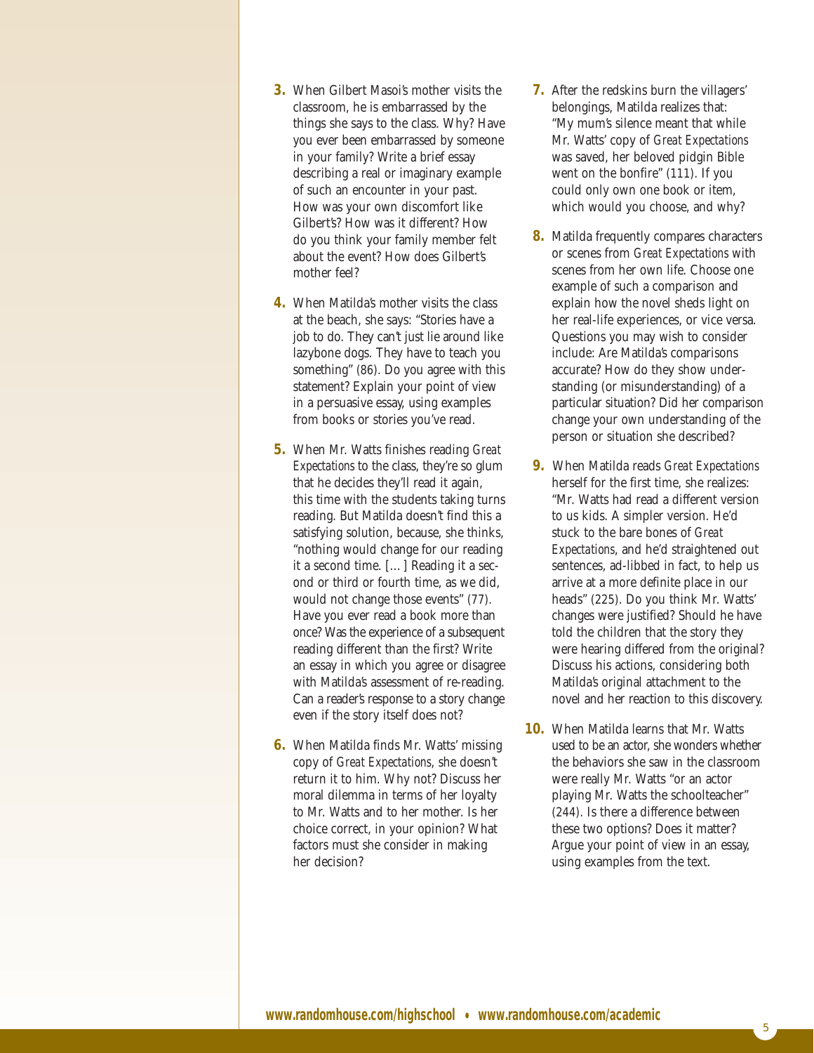3. When Gilbert Masoi's mother visits the classroom, he is embarrassed by the things she says to the class. Why? Have you ever been embarrassed by someone in your family? Write a brief essay describing a real or imaginary example of such an encounter in your past. How was your own discomfort like Gilbert's? How was it different? How do you think your family member felt about the event? How does Gilbert's mother feel?

4. When Matilda's mother visits the class at the beach, she says: "Stories have a job to do. They can't just lie around like lazybone dogs. They have to teach you something" (86). Do you agree with this statement? Explain your point of view in a persuasive essay, using examples from books or stories you've read.

5. When Mr. Watts finishes reading *Great Expectations* to the class, they're so glum that he decides they'll read it again, this time with the students taking turns reading. But Matilda doesn't find this a satisfying solution, because, she thinks, "nothing would change for our reading it a second time. [...] Reading it a second or third or fourth time, as we did, would not change those events" (77). Have you ever read a book more than once? Was the experience of a subsequent reading different than the first? Write an essay in which you agree or disagree with Matilda's assessment of re-reading. Can a reader's response to a story change even if the story itself does not?

6. When Matilda finds Mr. Watts' missing copy of *Great Expectations*, she doesn't return it to him. Why not? Discuss her moral dilemma in terms of her loyalty to Mr. Watts and to her mother. Is her choice correct, in your opinion? What factors must she consider in making her decision?

7. After the redskins burn the villagers' belongings, Matilda realizes that: "My mum's silence meant that while Mr. Watts' copy of *Great Expectations* was saved, her beloved pidgin Bible went on the bonfire" (111). If you could only own one book or item, which would you choose, and why?

8. Matilda frequently compares characters or scenes from *Great Expectations* with scenes from her own life. Choose one example of such a comparison and explain how the novel sheds light on her real-life experiences, or vice versa. Questions you may wish to consider include: Are Matilda's comparisons accurate? How do they show understanding (or misunderstanding) of a particular situation? Did her comparison change your own understanding of the person or situation she described?

9. When Matilda reads *Great Expectations* herself for the first time, she realizes: "Mr. Watts had read a different version to us kids. A simpler version. He'd stuck to the bare bones of *Great Expectations*, and he'd straightened out sentences, ad-libbed in fact, to help us arrive at a more definite place in our heads" (225). Do you think Mr. Watts' changes were justified? Should he have told the children that the story they were hearing differed from the original? Discuss his actions, considering both Matilda's original attachment to the novel and her reaction to this discovery.

10. When Matilda learns that Mr. Watts used to be an actor, she wonders whether the behaviors she saw in the classroom were really Mr. Watts "or an actor playing Mr. Watts the schoolteacher" (244). Is there a difference between these two options? Does it matter? Argue your point of view in an essay, using examples from the text.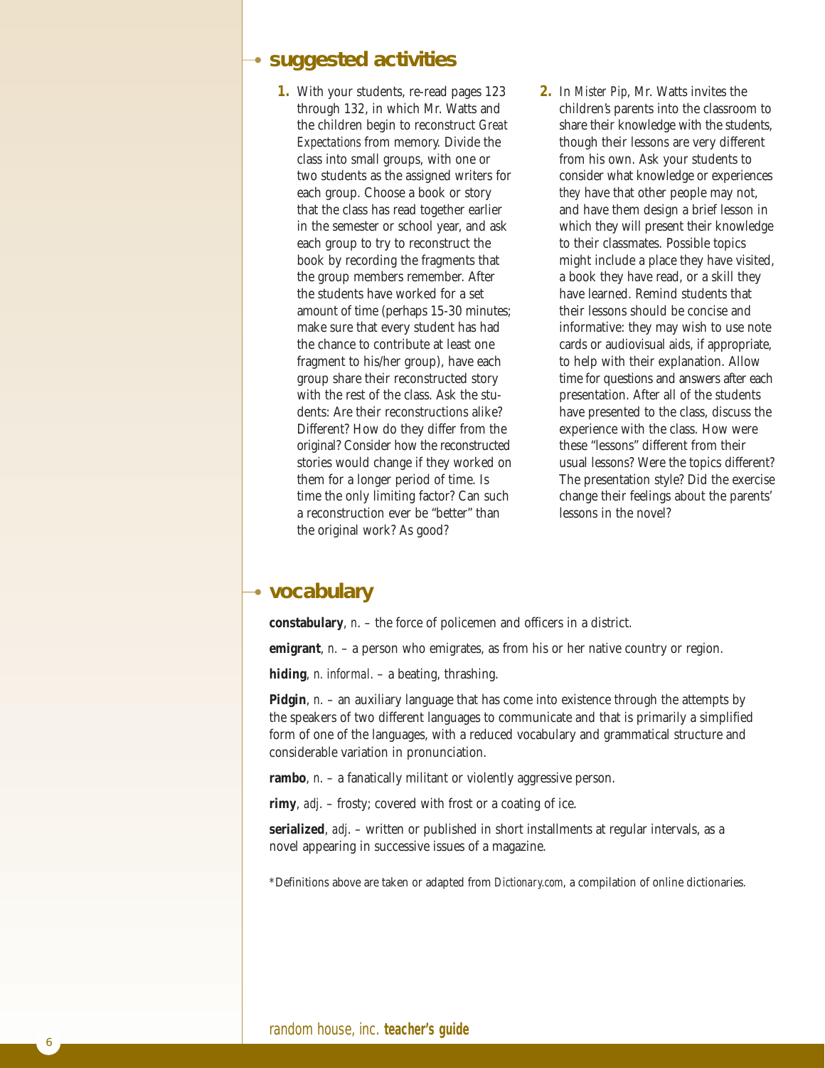## suggested activities

1. With your students, re-read pages 123 through 132, in which Mr. Watts and the children begin to reconstruct *Great Expectations* from memory. Divide the class into small groups, with one or two students as the assigned writers for each group. Choose a book or story that the class has read together earlier in the semester or school year, and ask each group to try to reconstruct the book by recording the fragments that the group members remember. After the students have worked for a set amount of time (perhaps 15-30 minutes; make sure that every student has had the chance to contribute at least one fragment to his/her group), have each group share their reconstructed story with the rest of the class. Ask the students: Are their reconstructions alike? Different? How do they differ from the original? Consider how the reconstructed stories would change if they worked on them for a longer period of time. Is time the only limiting factor? Can such a reconstruction ever be "better" than the original work? As good?

2. In *Mister Pip*, Mr. Watts invites the children's parents into the classroom to share their knowledge with the students, though their lessons are very different from his own. Ask your students to consider what knowledge or experiences *they* have that other people may not, and have them design a brief lesson in which they will present their knowledge to their classmates. Possible topics might include a place they have visited, a book they have read, or a skill they have learned. Remind students that their lessons should be concise and informative: they may wish to use note cards or audiovisual aids, if appropriate, to help with their explanation. Allow time for questions and answers after each presentation. After all of the students have presented to the class, discuss the experience with the class. How were these "lessons" different from their usual lessons? Were the topics different? The presentation style? Did the exercise change their feelings about the parents' lessons in the novel?

## vocabulary

**constabulary**, *n.* – the force of policemen and officers in a district.

**emigrant**, *n.* – a person who emigrates, as from his or her native country or region.

**hiding**, *n. informal.* – a beating, thrashing.

**Pidgin**, *n.* – an auxiliary language that has come into existence through the attempts by the speakers of two different languages to communicate and that is primarily a simplified form of one of the languages, with a reduced vocabulary and grammatical structure and considerable variation in pronunciation.

**rambo**, *n.* – a fanatically militant or violently aggressive person.

**rimy**, *adj.* – frosty; covered with frost or a coating of ice.

**serialized**, *adj.* – written or published in short installments at regular intervals, as a novel appearing in successive issues of a magazine.

*Definitions above are taken or adapted from *Dictionary.com*, a compilation of online dictionaries.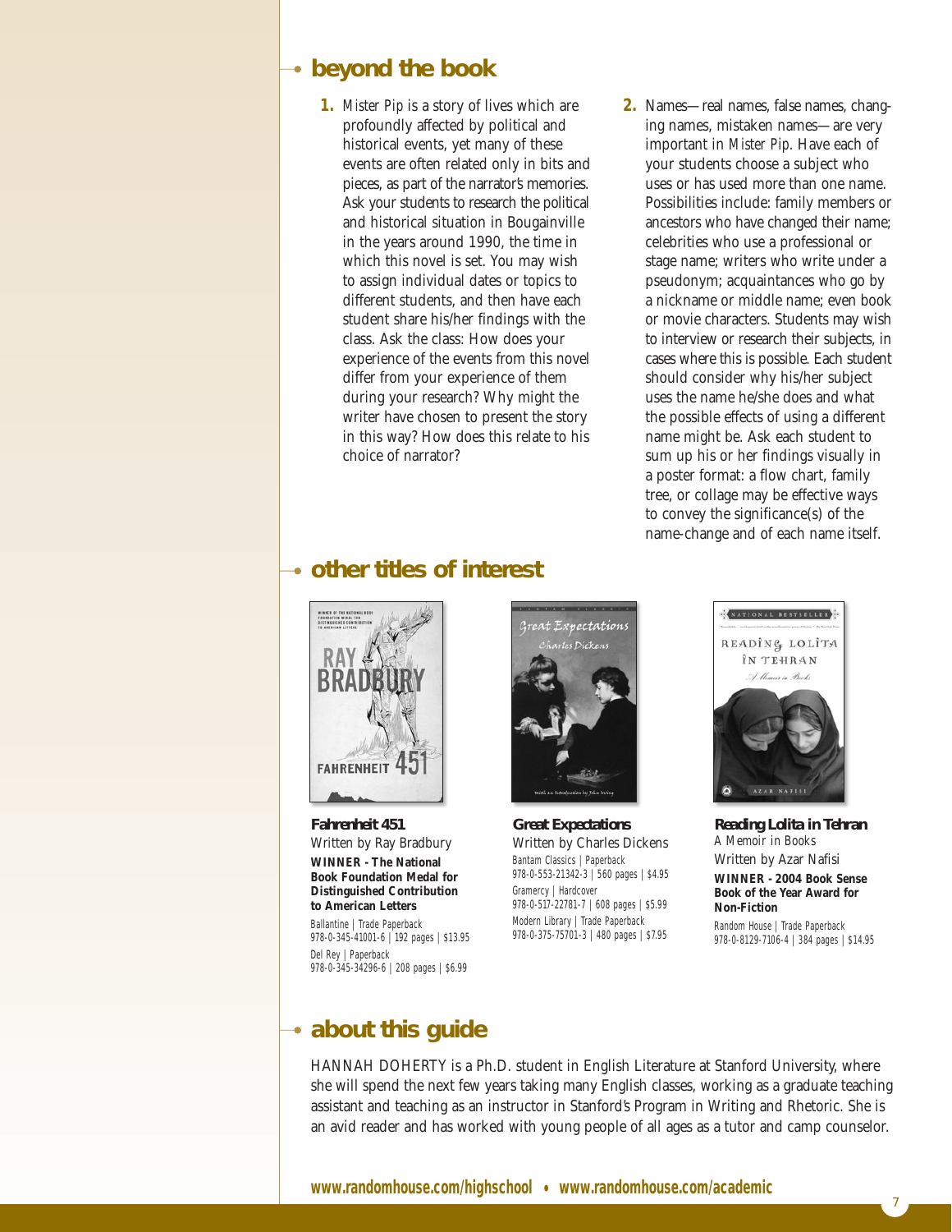## beyond the book

1. *Mister Pip* is a story of lives which are profoundly affected by political and historical events, yet many of these events are often related only in bits and pieces, as part of the narrator's memories. Ask your students to research the political and historical situation in Bougainville in the years around 1990, the time in which this novel is set. You may wish to assign individual dates or topics to different students, and then have each student share his/her findings with the class. Ask the class: How does your experience of the events from this novel differ from your experience of them during your research? Why might the writer have chosen to present the story in this way? How does this relate to his choice of narrator?

2. Names—real names, false names, changing names, mistaken names—are very important in *Mister Pip*. Have each of your students choose a subject who uses or has used more than one name. Possibilities include: family members or ancestors who have changed their name; celebrities who use a professional or stage name; writers who write under a pseudonym; acquaintances who go by a nickname or middle name; even book or movie characters. Students may wish to interview or research their subjects, in cases where this is possible. Each student should consider why his/her subject uses the name he/she does and what the possible effects of using a different name might be. Ask each student to sum up his or her findings visually in a poster format: a flow chart, family tree, or collage may be effective ways to convey the significance(s) of the name-change and of each name itself.

## other titles of interest

**Fahrenheit 451**
Written by Ray Bradbury
**WINNER - The National Book Foundation Medal for Distinguished Contribution to American Letters**
Ballantine | Trade Paperback
978-0-345-41001-6 | 192 pages | $13.95
Del Rey | Paperback
978-0-345-34296-6 | 208 pages | $6.99

**Great Expectations**
Written by Charles Dickens
Bantam Classics | Paperback
978-0-553-21342-3 | 560 pages | $4.95
Gramercy | Hardcover
978-0-517-22781-7 | 608 pages | $5.99
Modern Library | Trade Paperback
978-0-375-75701-3 | 480 pages | $7.95

**Reading Lolita in Tehran**
A Memoir in Books
Written by Azar Nafisi
**WINNER - 2004 Book Sense Book of the Year Award for Non-Fiction**
Random House | Trade Paperback
978-0-8129-7106-4 | 384 pages | $14.95

## about this guide

HANNAH DOHERTY is a Ph.D. student in English Literature at Stanford University, where she will spend the next few years taking many English classes, working as a graduate teaching assistant and teaching as an instructor in Stanford's Program in Writing and Rhetoric. She is an avid reader and has worked with young people of all ages as a tutor and camp counselor.

www.randomhouse.com/highschool • www.randomhouse.com/academic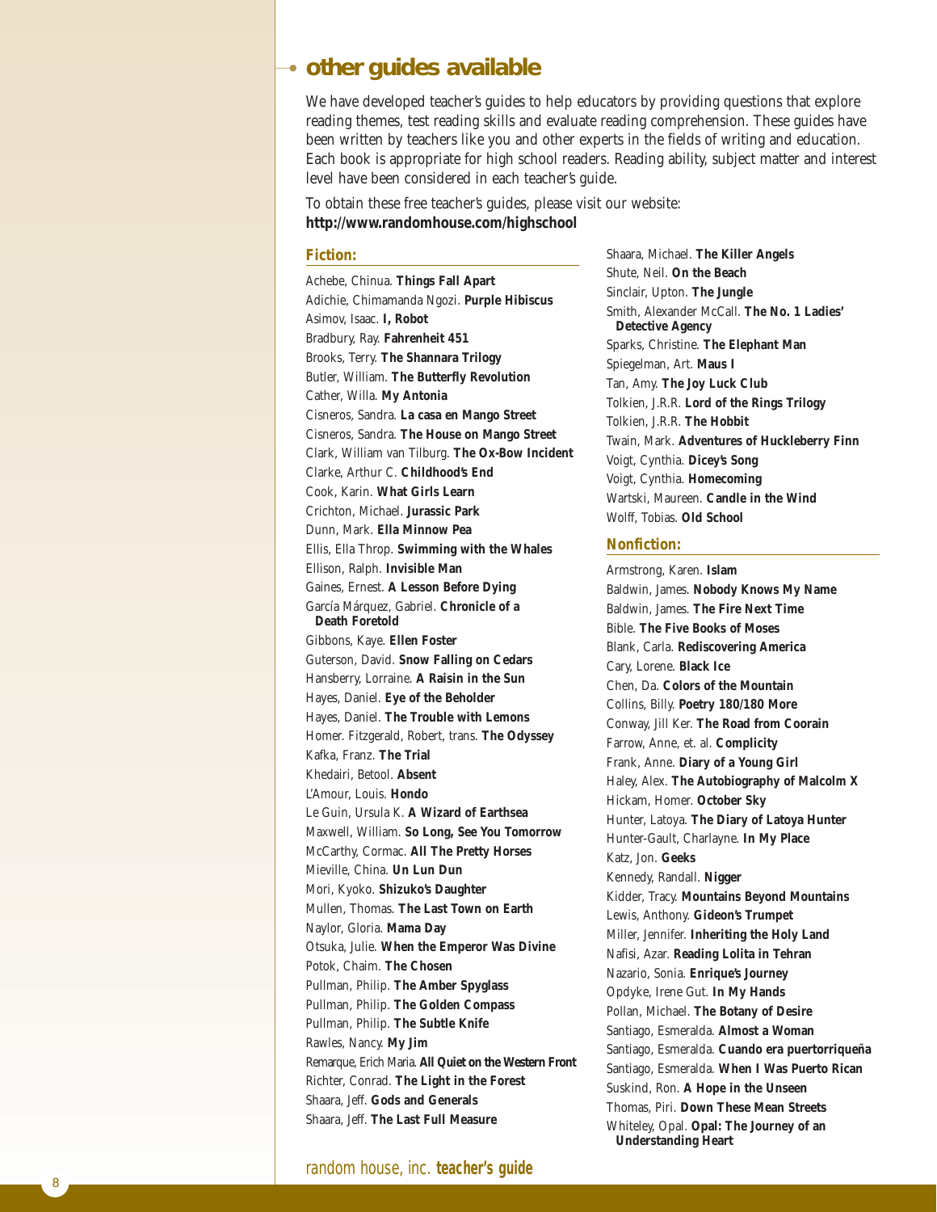## other guides available

We have developed teacher's guides to help educators by providing questions that explore reading themes, test reading skills and evaluate reading comprehension. These guides have been written by teachers like you and other experts in the fields of writing and education. Each book is appropriate for high school readers. Reading ability, subject matter and interest level have been considered in each teacher's guide.

To obtain these free teacher's guides, please visit our website:
**http://www.randomhouse.com/highschool**

### Fiction:

Achebe, Chinua. **Things Fall Apart**
Adichie, Chimamanda Ngozi. **Purple Hibiscus**
Asimov, Isaac. **I, Robot**
Bradbury, Ray. **Fahrenheit 451**
Brooks, Terry. **The Shannara Trilogy**
Butler, William. **The Butterfly Revolution**
Cather, Willa. **My Antonia**
Cisneros, Sandra. **La casa en Mango Street**
Cisneros, Sandra. **The House on Mango Street**
Clark, William van Tilburg. **The Ox-Bow Incident**
Clarke, Arthur C. **Childhood's End**
Cook, Karin. **What Girls Learn**
Crichton, Michael. **Jurassic Park**
Dunn, Mark. **Ella Minnow Pea**
Ellis, Ella Throp. **Swimming with the Whales**
Ellison, Ralph. **Invisible Man**
Gaines, Ernest. **A Lesson Before Dying**
García Márquez, Gabriel. **Chronicle of a Death Foretold**
Gibbons, Kaye. **Ellen Foster**
Guterson, David. **Snow Falling on Cedars**
Hansberry, Lorraine. **A Raisin in the Sun**
Hayes, Daniel. **Eye of the Beholder**
Hayes, Daniel. **The Trouble with Lemons**
Homer. Fitzgerald, Robert, trans. **The Odyssey**
Kafka, Franz. **The Trial**
Khedairi, Betool. **Absent**
L'Amour, Louis. **Hondo**
Le Guin, Ursula K. **A Wizard of Earthsea**
Maxwell, William. **So Long, See You Tomorrow**
McCarthy, Cormac. **All The Pretty Horses**
Mieville, China. **Un Lun Dun**
Mori, Kyoko. **Shizuko's Daughter**
Mullen, Thomas. **The Last Town on Earth**
Naylor, Gloria. **Mama Day**
Otsuka, Julie. **When the Emperor Was Divine**
Potok, Chaim. **The Chosen**
Pullman, Philip. **The Amber Spyglass**
Pullman, Philip. **The Golden Compass**
Pullman, Philip. **The Subtle Knife**
Rawles, Nancy. **My Jim**
Remarque, Erich Maria. **All Quiet on the Western Front**
Richter, Conrad. **The Light in the Forest**
Shaara, Jeff. **Gods and Generals**
Shaara, Jeff. **The Last Full Measure**
Shaara, Michael. **The Killer Angels**
Shute, Neil. **On the Beach**
Sinclair, Upton. **The Jungle**
Smith, Alexander McCall. **The No. 1 Ladies' Detective Agency**
Sparks, Christine. **The Elephant Man**
Spiegelman, Art. **Maus I**
Tan, Amy. **The Joy Luck Club**
Tolkien, J.R.R. **Lord of the Rings Trilogy**
Tolkien, J.R.R. **The Hobbit**
Twain, Mark. **Adventures of Huckleberry Finn**
Voigt, Cynthia. **Dicey's Song**
Voigt, Cynthia. **Homecoming**
Wartski, Maureen. **Candle in the Wind**
Wolff, Tobias. **Old School**

### Nonfiction:

Armstrong, Karen. **Islam**
Baldwin, James. **Nobody Knows My Name**
Baldwin, James. **The Fire Next Time**
Bible. **The Five Books of Moses**
Blank, Carla. **Rediscovering America**
Cary, Lorene. **Black Ice**
Chen, Da. **Colors of the Mountain**
Collins, Billy. **Poetry 180/180 More**
Conway, Jill Ker. **The Road from Coorain**
Farrow, Anne, et. al. **Complicity**
Frank, Anne. **Diary of a Young Girl**
Haley, Alex. **The Autobiography of Malcolm X**
Hickam, Homer. **October Sky**
Hunter, Latoya. **The Diary of Latoya Hunter**
Hunter-Gault, Charlayne. **In My Place**
Katz, Jon. **Geeks**
Kennedy, Randall. **Nigger**
Kidder, Tracy. **Mountains Beyond Mountains**
Lewis, Anthony. **Gideon's Trumpet**
Miller, Jennifer. **Inheriting the Holy Land**
Nafisi, Azar. **Reading Lolita in Tehran**
Nazario, Sonia. **Enrique's Journey**
Opdyke, Irene Gut. **In My Hands**
Pollan, Michael. **The Botany of Desire**
Santiago, Esmeralda. **Almost a Woman**
Santiago, Esmeralda. **Cuando era puertorriqueña**
Santiago, Esmeralda. **When I Was Puerto Rican**
Suskind, Ron. **A Hope in the Unseen**
Thomas, Piri. **Down These Mean Streets**
Whiteley, Opal. **Opal: The Journey of an Understanding Heart**